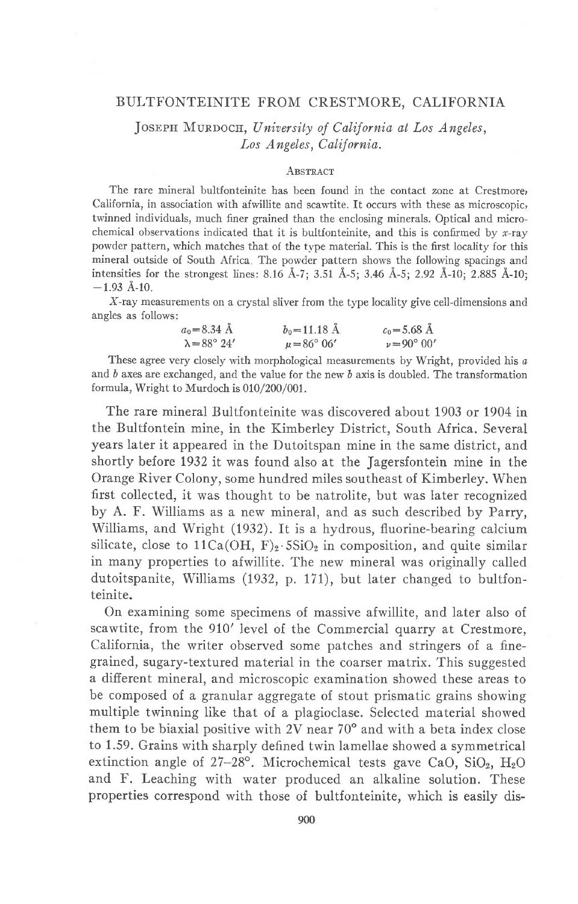# BULTFONTEINITE FROM CRESTMORE, CALIFORNIA

JOSEPH MURDOCH, *University of California at Los Angeles, Los Angeles, California.*

## ABSTRACT

The rare mineral bultfonteinite has been found in the contact zone at Crestmore, California, in association with afwillite and scawtite. It occurs with these as microscopic, twinned individuals, much finer grained than the enclosing minerals. Optical and microchemical observations indicated that it is bultfonteinite, and this is confirmed by *x*-ray powder pattern, which matches that of the type material. This is the first locality for this mineral outside of South Africa. The powder pattern shows the following spacings and intensities for the strongest lines: 8.16 Å-7; 3.51 Å-5; 3.46 Å-5; 2.92 Å-10; 2.885 Å-10; —1.93 Å-10.

*X*-ray measurements on a crystal sliver from the type locality give cell-dimensions and angles as follows:

| | | |
|---|---|---|
| $a_0 = 8.34$ Å | $b_0 = 11.18$ Å | $c_0 = 5.68$ Å |
| $\lambda = 88° 24'$ | $\mu = 86° 06'$ | $\nu = 90° 00'$ |

These agree very closely with morphological measurements by Wright, provided his *a* and *b* axes are exchanged, and the value for the new *b* axis is doubled. The transformation formula, Wright to Murdoch is 010/200/001.

The rare mineral Bultfonteinite was discovered about 1903 or 1904 in the Bultfontein mine, in the Kimberley District, South Africa. Several years later it appeared in the Dutoitspan mine in the same district, and shortly before 1932 it was found also at the Jagersfontein mine in the Orange River Colony, some hundred miles southeast of Kimberley. When first collected, it was thought to be natrolite, but was later recognized by A. F. Williams as a new mineral, and as such described by Parry, Williams, and Wright (1932). It is a hydrous, fluorine-bearing calcium silicate, close to $11Ca(OH, F)_2 \cdot 5SiO_2$ in composition, and quite similar in many properties to afwillite. The new mineral was originally called dutoitspanite, Williams (1932, p. 171), but later changed to bultfonteinite.

On examining some specimens of massive afwillite, and later also of scawtite, from the 910′ level of the Commercial quarry at Crestmore, California, the writer observed some patches and stringers of a fine-grained, sugary-textured material in the coarser matrix. This suggested a different mineral, and microscopic examination showed these areas to be composed of a granular aggregate of stout prismatic grains showing multiple twinning like that of a plagioclase. Selected material showed them to be biaxial positive with 2V near 70° and with a beta index close to 1.59. Grains with sharply defined twin lamellae showed a symmetrical extinction angle of 27–28°. Microchemical tests gave CaO, $SiO_2$, $H_2O$ and F. Leaching with water produced an alkaline solution. These properties correspond with those of bultfonteinite, which is easily dis-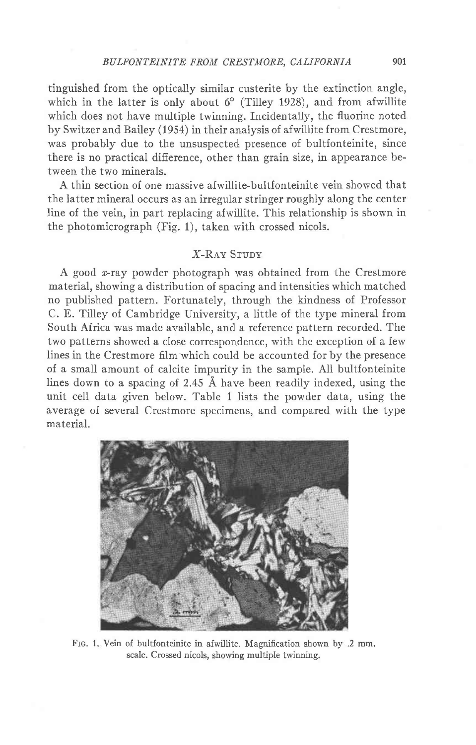tinguished from the optically similar custerite by the extinction angle, which in the latter is only about 6° (Tilley 1928), and from afwillite which does not have multiple twinning. Incidentally, the fluorine noted by Switzer and Bailey (1954) in their analysis of afwillite from Crestmore, was probably due to the unsuspected presence of bultfonteinite, since there is no practical difference, other than grain size, in appearance between the two minerals.

A thin section of one massive afwillite-bultfonteinite vein showed that the latter mineral occurs as an irregular stringer roughly along the center line of the vein, in part replacing afwillite. This relationship is shown in the photomicrograph (Fig. 1), taken with crossed nicols.

## X-Ray Study

A good x-ray powder photograph was obtained from the Crestmore material, showing a distribution of spacing and intensities which matched no published pattern. Fortunately, through the kindness of Professor C. E. Tilley of Cambridge University, a little of the type mineral from South Africa was made available, and a reference pattern recorded. The two patterns showed a close correspondence, with the exception of a few lines in the Crestmore film which could be accounted for by the presence of a small amount of calcite impurity in the sample. All bultfonteinite lines down to a spacing of 2.45 Å have been readily indexed, using the unit cell data given below. Table 1 lists the powder data, using the average of several Crestmore specimens, and compared with the type material.

Fig. 1. Vein of bultfonteinite in afwillite. Magnification shown by .2 mm. scale. Crossed nicols, showing multiple twinning.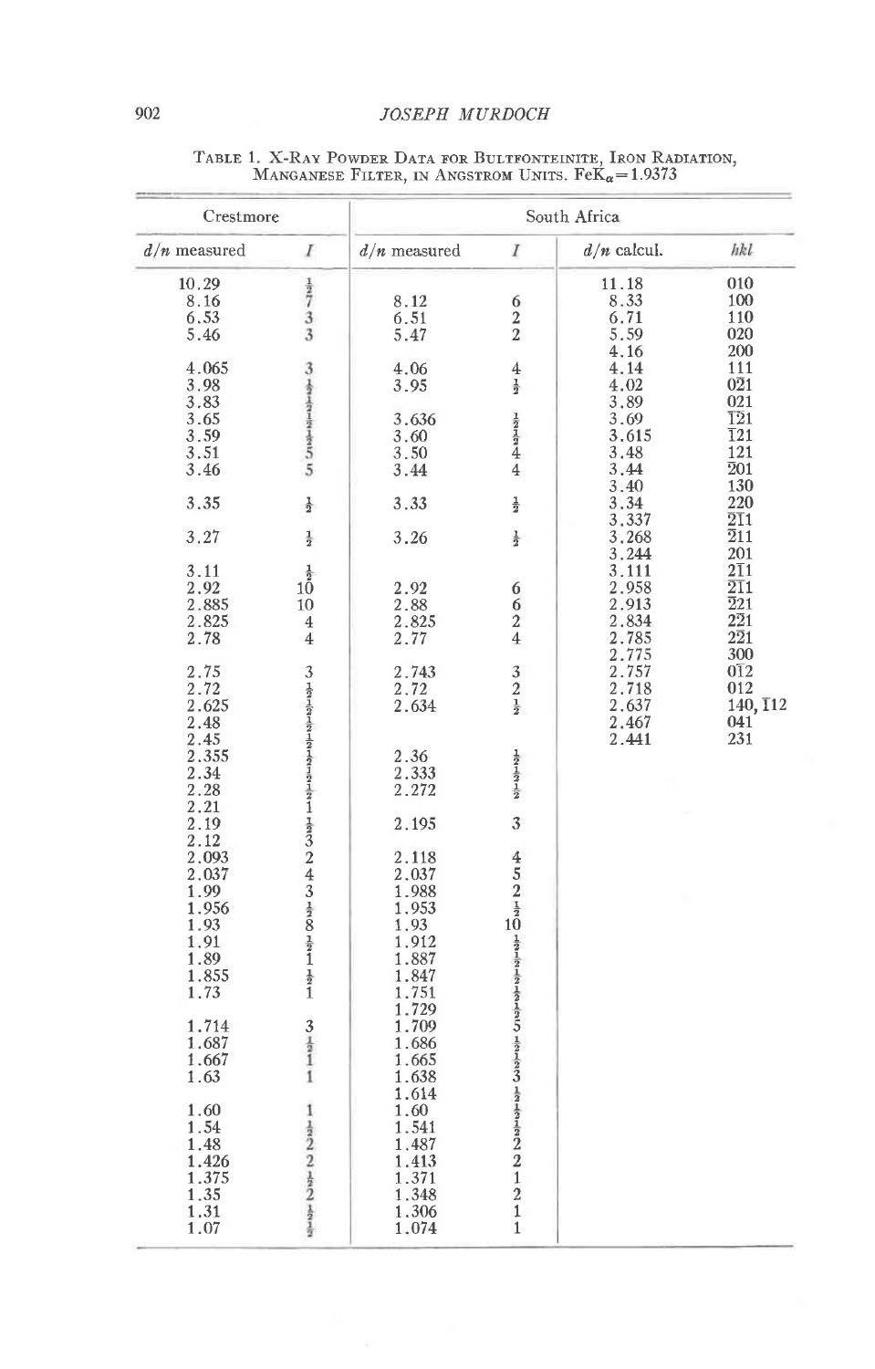Table 1. X-Ray Powder Data for Bultfonteinite, Iron Radiation, Manganese Filter, in Angstrom Units. $FeK_\alpha = 1.9373$

| Crestmore | | South Africa | | | |
|---|---|---|---|---|---|
| $d/n$ measured | $I$ | $d/n$ measured | $I$ | $d/n$ calcul. | $hkl$ |
| 10.29 | ½ | | | 11.18 | 010 |
| 8.16 | 7 | 8.12 | 6 | 8.33 | 100 |
| 6.53 | 3 | 6.51 | 2 | 6.71 | 110 |
| 5.46 | 3 | 5.47 | 2 | 5.59 | 020 |
| | | | | 4.16 | 200 |
| 4.065 | 3 | 4.06 | 4 | 4.14 | 111 |
| 3.98 | ½ | 3.95 | ½ | 4.02 | $0\bar{2}1$ |
| 3.83 | ½ | | | 3.89 | 021 |
| 3.65 | ½ | 3.636 | ½ | 3.69 | $\bar{1}\bar{2}1$ |
| 3.59 | ½ | 3.60 | ½ | 3.615 | $\bar{1}21$ |
| 3.51 | 5 | 3.50 | 4 | 3.48 | 121 |
| 3.46 | 5 | 3.44 | 4 | 3.44 | $\bar{2}01$ |
| | | | | 3.40 | 130 |
| 3.35 | ½ | 3.33 | ½ | 3.34 | 220 |
| | | | | 3.337 | $\bar{2}\bar{1}1$ |
| 3.27 | ½ | 3.26 | ½ | 3.268 | $\bar{2}11$ |
| | | | | 3.244 | 201 |
| 3.11 | ½ | | | 3.111 | $2\bar{1}1$ |
| 2.92 | 10 | 2.92 | 6 | 2.958 | $\bar{2}\bar{1}1$ |
| 2.885 | 10 | 2.88 | 6 | 2.913 | $\bar{2}21$ |
| 2.825 | 4 | 2.825 | 2 | 2.834 | $2\bar{2}1$ |
| 2.78 | 4 | 2.77 | 4 | 2.785 | $\bar{2}\bar{2}1$ |
| | | | | 2.775 | 300 |
| 2.75 | 3 | 2.743 | 3 | 2.757 | $0\bar{1}2$ |
| 2.72 | ½ | 2.72 | 2 | 2.718 | 012 |
| 2.625 | ½ | 2.634 | ½ | 2.637 | 140, $\bar{1}12$ |
| 2.48 | ½ | | | 2.467 | 041 |
| 2.45 | ½ | | | 2.441 | 231 |
| 2.355 | ½ | 2.36 | ½ | | |
| 2.34 | ½ | 2.333 | ½ | | |
| 2.28 | ½ | 2.272 | ½ | | |
| 2.21 | 1 | | | | |
| 2.19 | ½ | 2.195 | 3 | | |
| 2.12 | 3 | | | | |
| 2.093 | 2 | 2.118 | 4 | | |
| 2.037 | 4 | 2.037 | 5 | | |
| 1.99 | 3 | 1.988 | 2 | | |
| 1.956 | ½ | 1.953 | ½ | | |
| 1.93 | 8 | 1.93 | 10 | | |
| 1.91 | ½ | 1.912 | ½ | | |
| 1.89 | 1 | 1.887 | ½ | | |
| 1.855 | ½ | 1.847 | ½ | | |
| 1.73 | 1 | 1.751 | ½ | | |
| | | 1.729 | ½ | | |
| 1.714 | 3 | 1.709 | 5 | | |
| 1.687 | ½ | 1.686 | ½ | | |
| 1.667 | 1 | 1.665 | ½ | | |
| 1.63 | 1 | 1.638 | 3 | | |
| | | 1.614 | ½ | | |
| 1.60 | 1 | 1.60 | ½ | | |
| 1.54 | ½ | 1.541 | ½ | | |
| 1.48 | 2 | 1.487 | 2 | | |
| 1.426 | 2 | 1.413 | 2 | | |
| 1.375 | ½ | 1.371 | 1 | | |
| 1.35 | 2 | 1.348 | 2 | | |
| 1.31 | ½ | 1.306 | 1 | | |
| 1.07 | ½ | 1.074 | 1 | | |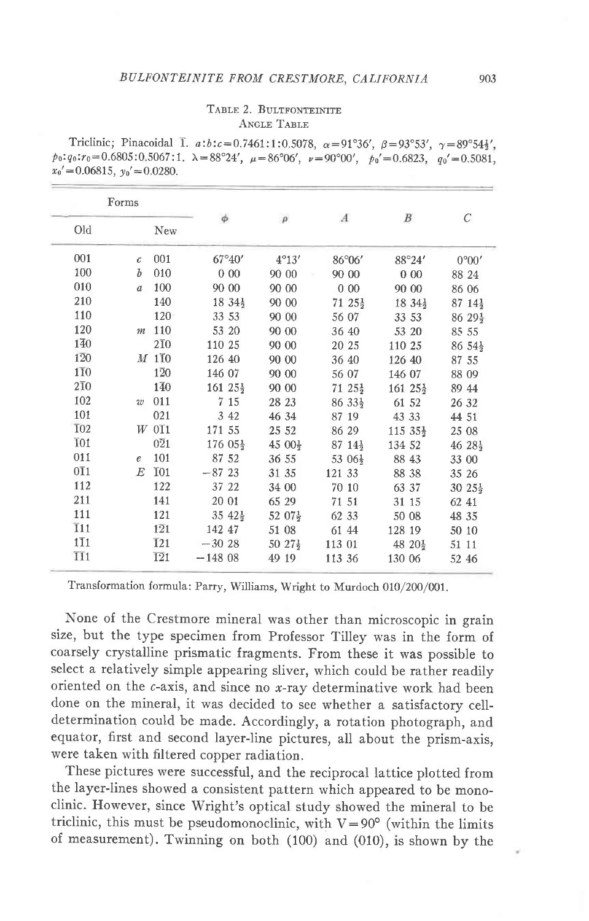Table 2. Bultfonteinite
Angle Table

Triclinic; Pinacoidal $\bar{1}$. $a:b:c=0.7461:1:0.5078$, $\alpha=91°36'$, $\beta=93°53'$, $\gamma=89°54\frac{1}{2}'$, $p_0:q_0:r_0=0.6805:0.5067:1$. $\lambda=88°24'$, $\mu=86°06'$, $\nu=90°00'$, $p_0'=0.6823$, $q_0'=0.5081$, $x_0'=0.06815$, $y_0'=0.0280$.

| Forms | | | $\phi$ | $\rho$ | $A$ | $B$ | $C$ |
|---|---|---|---|---|---|---|---|
| Old | | New | | | | | |
| 001 | $c$ | 001 | 67°40′ | 4°13′ | 86°06′ | 88°24′ | 0°00′ |
| 100 | $b$ | 010 | 0 00 | 90 00 | 90 00 | 0 00 | 88 24 |
| 010 | $a$ | 100 | 90 00 | 90 00 | 0 00 | 90 00 | 86 06 |
| 210 | | 140 | 18 34½ | 90 00 | 71 25½ | 18 34½ | 87 14½ |
| 110 | | 120 | 33 53 | 90 00 | 56 07 | 33 53 | 86 29½ |
| 120 | $m$ | 110 | 53 20 | 90 00 | 36 40 | 53 20 | 85 55 |
| 1$\bar{4}$0 | | 2$\bar{1}$0 | 110 25 | 90 00 | 20 25 | 110 25 | 86 54½ |
| 1$\bar{2}$0 | $M$ | 1$\bar{1}$0 | 126 40 | 90 00 | 36 40 | 126 40 | 87 55 |
| 1$\bar{1}$0 | | 1$\bar{2}$0 | 146 07 | 90 00 | 56 07 | 146 07 | 88 09 |
| 2$\bar{1}$0 | | 1$\bar{4}$0 | 161 25½ | 90 00 | 71 25½ | 161 25½ | 89 44 |
| 102 | $w$ | 011 | 7 15 | 28 23 | 86 33½ | 61 52 | 26 32 |
| 101 | | 021 | 3 42 | 46 34 | 87 19 | 43 33 | 44 51 |
| $\bar{1}$02 | $W$ | 0$\bar{1}$1 | 171 55 | 25 52 | 86 29 | 115 35½ | 25 08 |
| $\bar{1}$01 | | 0$\bar{2}$1 | 176 05½ | 45 00½ | 87 14½ | 134 52 | 46 28½ |
| 011 | $e$ | 101 | 87 52 | 36 55 | 53 06½ | 88 43 | 33 00 |
| 0$\bar{1}$1 | $E$ | $\bar{1}$01 | −87 23 | 31 35 | 121 33 | 88 38 | 35 26 |
| 112 | | 122 | 37 22 | 34 00 | 70 10 | 63 37 | 30 25½ |
| 211 | | 141 | 20 01 | 65 29 | 71 51 | 31 15 | 62 41 |
| 111 | | 121 | 35 42½ | 52 07½ | 62 33 | 50 08 | 48 35 |
| $\bar{1}$11 | | 1$\bar{2}$1 | 142 47 | 51 08 | 61 44 | 128 19 | 50 10 |
| 1$\bar{1}$1 | | $\bar{1}$21 | −30 28 | 50 27½ | 113 01 | 48 20½ | 51 11 |
| $\bar{1}\bar{1}$1 | | $\bar{1}\bar{2}$1 | −148 08 | 49 19 | 113 36 | 130 06 | 52 46 |

Transformation formula: Parry, Williams, Wright to Murdoch 010/200/001.

None of the Crestmore mineral was other than microscopic in grain size, but the type specimen from Professor Tilley was in the form of coarsely crystalline prismatic fragments. From these it was possible to select a relatively simple appearing sliver, which could be rather readily oriented on the $c$-axis, and since no $x$-ray determinative work had been done on the mineral, it was decided to see whether a satisfactory cell-determination could be made. Accordingly, a rotation photograph, and equator, first and second layer-line pictures, all about the prism-axis, were taken with filtered copper radiation.

These pictures were successful, and the reciprocal lattice plotted from the layer-lines showed a consistent pattern which appeared to be monoclinic. However, since Wright's optical study showed the mineral to be triclinic, this must be pseudomonoclinic, with $V=90°$ (within the limits of measurement). Twinning on both (100) and (010), is shown by the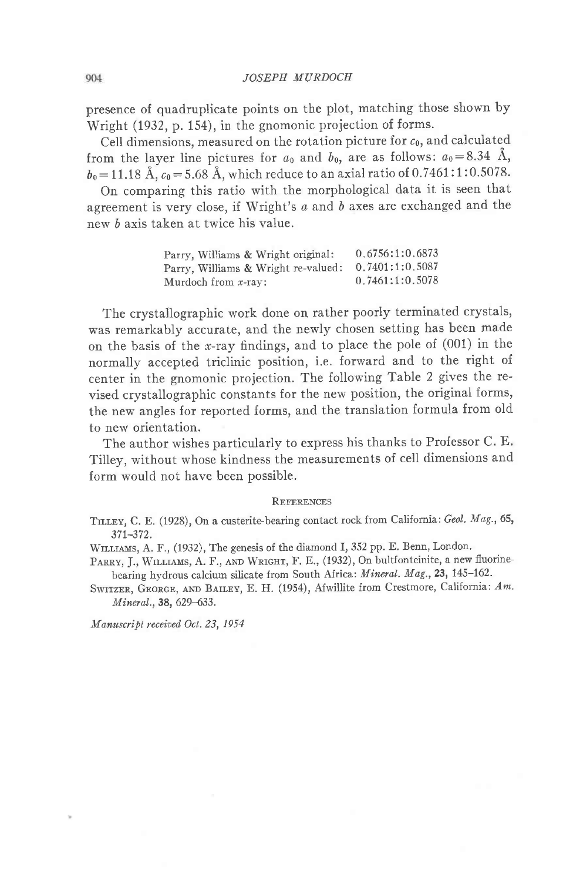presence of quadruplicate points on the plot, matching those shown by Wright (1932, p. 154), in the gnomonic projection of forms.

Cell dimensions, measured on the rotation picture for $c_0$, and calculated from the layer line pictures for $a_0$ and $b_0$, are as follows: $a_0 = 8.34$ Å, $b_0 = 11.18$ Å, $c_0 = 5.68$ Å, which reduce to an axial ratio of 0.7461 : 1 : 0.5078.

On comparing this ratio with the morphological data it is seen that agreement is very close, if Wright's *a* and *b* axes are exchanged and the new *b* axis taken at twice his value.

| | |
|---|---|
| Parry, Williams & Wright original: | 0.6756:1:0.6873 |
| Parry, Williams & Wright re-valued: | 0.7401:1:0.5087 |
| Murdoch from *x*-ray: | 0.7461:1:0.5078 |

The crystallographic work done on rather poorly terminated crystals, was remarkably accurate, and the newly chosen setting has been made on the basis of the *x*-ray findings, and to place the pole of (001) in the normally accepted triclinic position, i.e. forward and to the right of center in the gnomonic projection. The following Table 2 gives the revised crystallographic constants for the new position, the original forms, the new angles for reported forms, and the translation formula from old to new orientation.

The author wishes particularly to express his thanks to Professor C. E. Tilley, without whose kindness the measurements of cell dimensions and form would not have been possible.

## References

Tilley, C. E. (1928), On a custerite-bearing contact rock from California: *Geol. Mag.*, **65**, 371–372.

Williams, A. F., (1932), The genesis of the diamond I, 352 pp. E. Benn, London.

Parry, J., Williams, A. F., and Wright, F. E., (1932), On bultfonteinite, a new fluorine-bearing hydrous calcium silicate from South Africa: *Mineral. Mag.*, **23**, 145–162.

Switzer, George, and Bailey, E. H. (1954), Afwillite from Crestmore, California: *Am. Mineral.*, **38**, 629–633.

*Manuscript received Oct. 23, 1954*